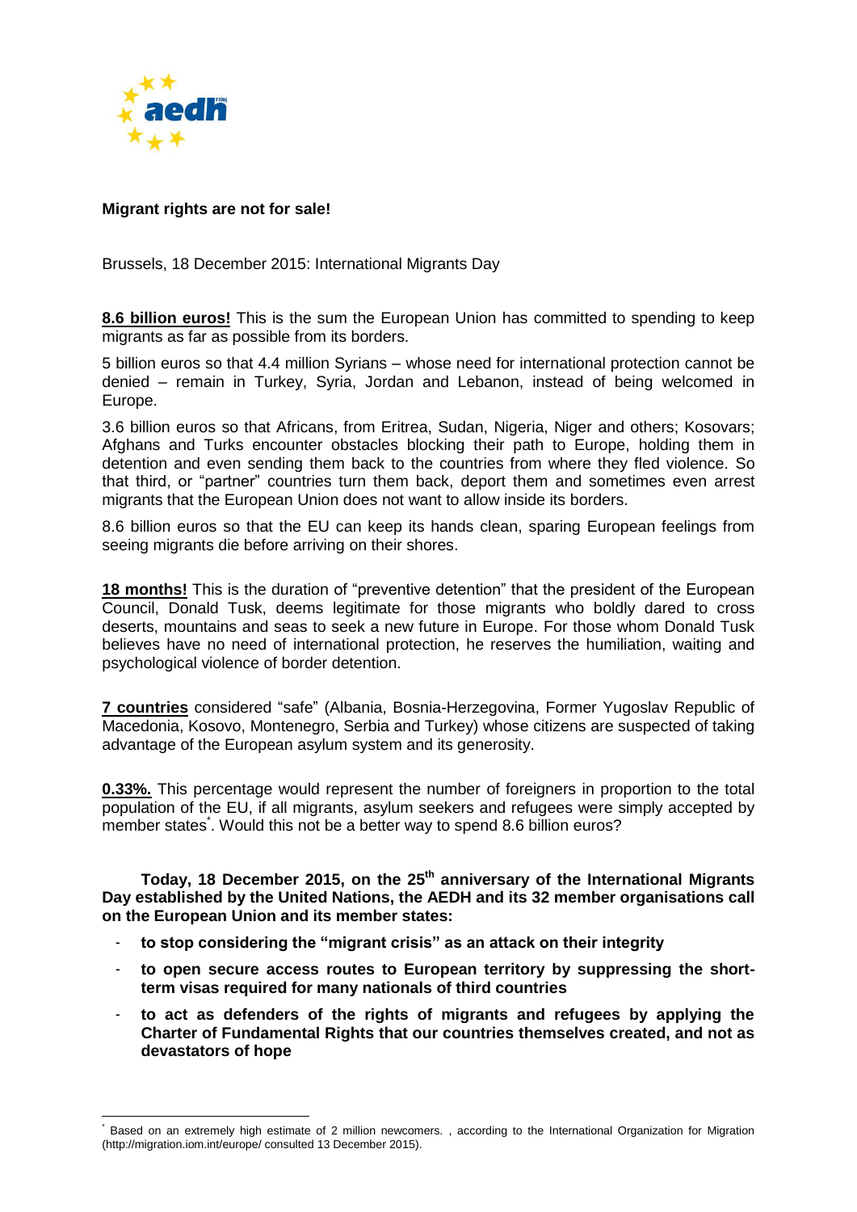**Migrant rights are not for sale!**

Brussels, 18 December 2015: International Migrants Day

**8.6 billion euros!** This is the sum the European Union has committed to spending to keep migrants as far as possible from its borders.

5 billion euros so that 4.4 million Syrians – whose need for international protection cannot be denied – remain in Turkey, Syria, Jordan and Lebanon, instead of being welcomed in Europe.

3.6 billion euros so that Africans, from Eritrea, Sudan, Nigeria, Niger and others; Kosovars; Afghans and Turks encounter obstacles blocking their path to Europe, holding them in detention and even sending them back to the countries from where they fled violence. So that third, or "partner" countries turn them back, deport them and sometimes even arrest migrants that the European Union does not want to allow inside its borders.

8.6 billion euros so that the EU can keep its hands clean, sparing European feelings from seeing migrants die before arriving on their shores.

**18 months!** This is the duration of "preventive detention" that the president of the European Council, Donald Tusk, deems legitimate for those migrants who boldly dared to cross deserts, mountains and seas to seek a new future in Europe. For those whom Donald Tusk believes have no need of international protection, he reserves the humiliation, waiting and psychological violence of border detention.

**7 countries** considered "safe" (Albania, Bosnia-Herzegovina, Former Yugoslav Republic of Macedonia, Kosovo, Montenegro, Serbia and Turkey) whose citizens are suspected of taking advantage of the European asylum system and its generosity.

**0.33%.** This percentage would represent the number of foreigners in proportion to the total population of the EU, if all migrants, asylum seekers and refugees were simply accepted by member states*. Would this not be a better way to spend 8.6 billion euros?

**Today, 18 December 2015, on the 25th anniversary of the International Migrants Day established by the United Nations, the AEDH and its 32 member organisations call on the European Union and its member states:**

- **to stop considering the "migrant crisis" as an attack on their integrity**
- **to open secure access routes to European territory by suppressing the short-term visas required for many nationals of third countries**
- **to act as defenders of the rights of migrants and refugees by applying the Charter of Fundamental Rights that our countries themselves created, and not as devastators of hope**

* Based on an extremely high estimate of 2 million newcomers. , according to the International Organization for Migration (http://migration.iom.int/europe/ consulted 13 December 2015).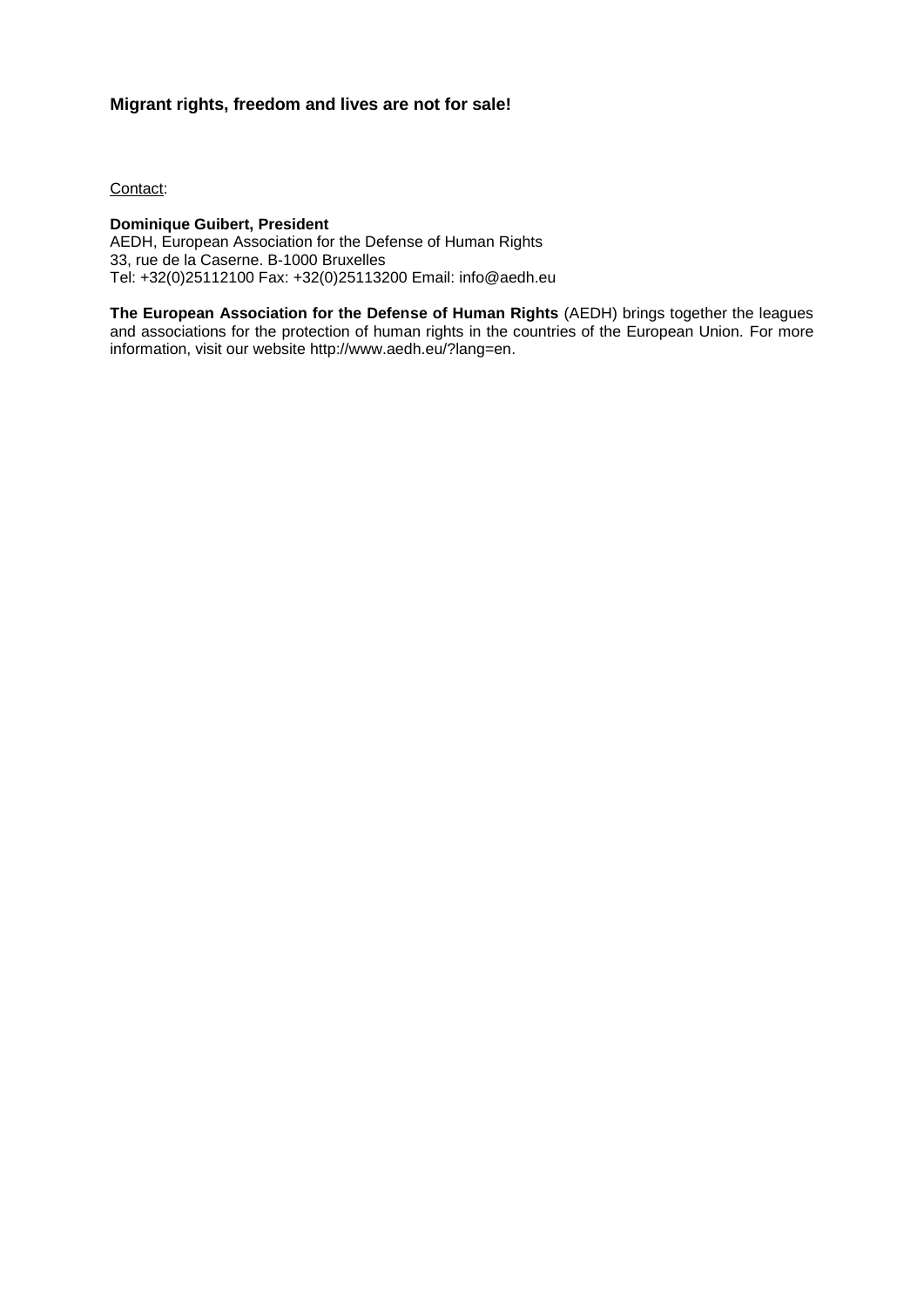**Migrant rights, freedom and lives are not for sale!**

Contact:

**Dominique Guibert, President**
AEDH, European Association for the Defense of Human Rights
33, rue de la Caserne. B-1000 Bruxelles
Tel: +32(0)25112100 Fax: +32(0)25113200 Email: info@aedh.eu

**The European Association for the Defense of Human Rights** (AEDH) brings together the leagues and associations for the protection of human rights in the countries of the European Union. For more information, visit our website http://www.aedh.eu/?lang=en.